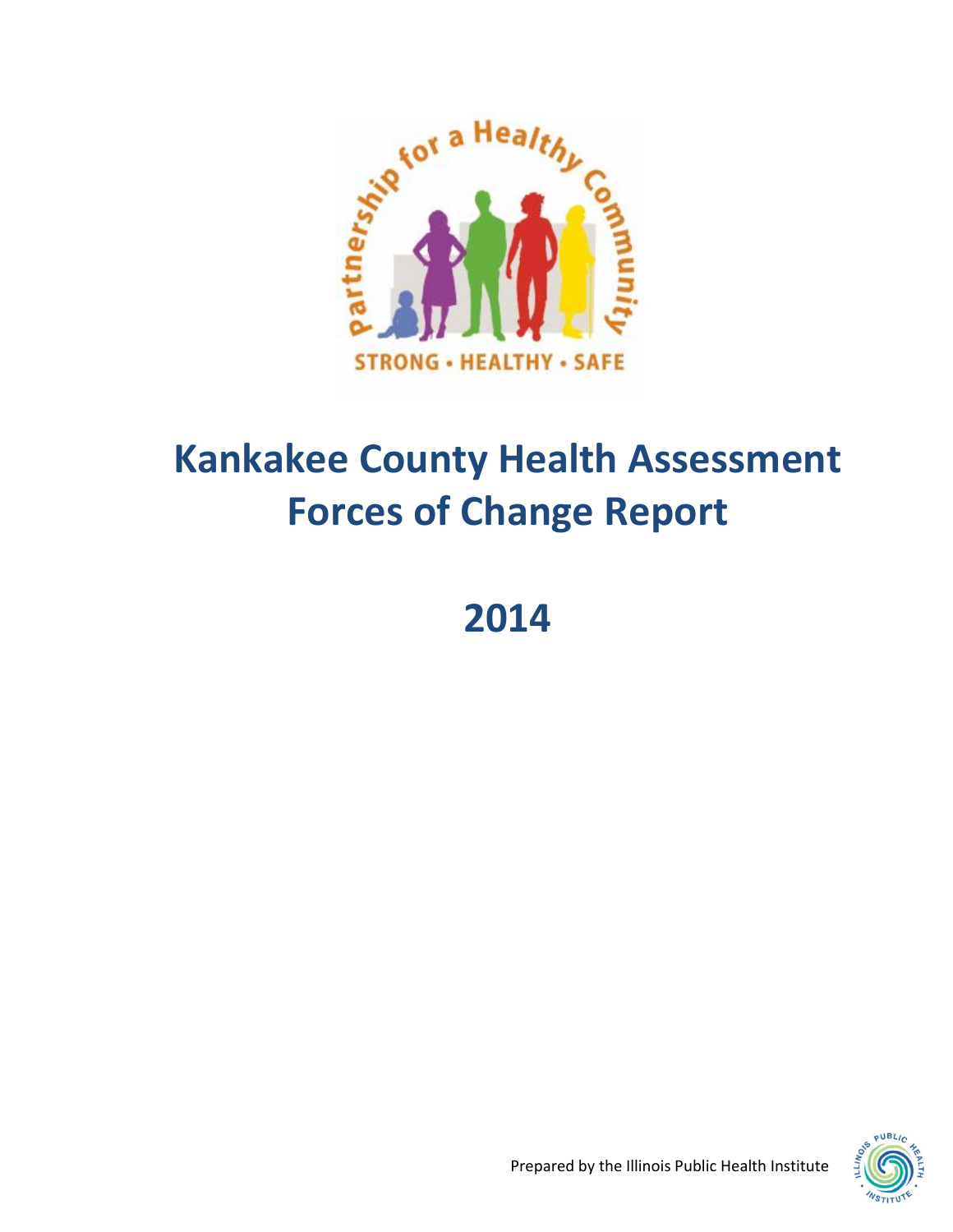# Kankakee County Health Assessment Forces of Change Report

# 2014

Prepared by the Illinois Public Health Institute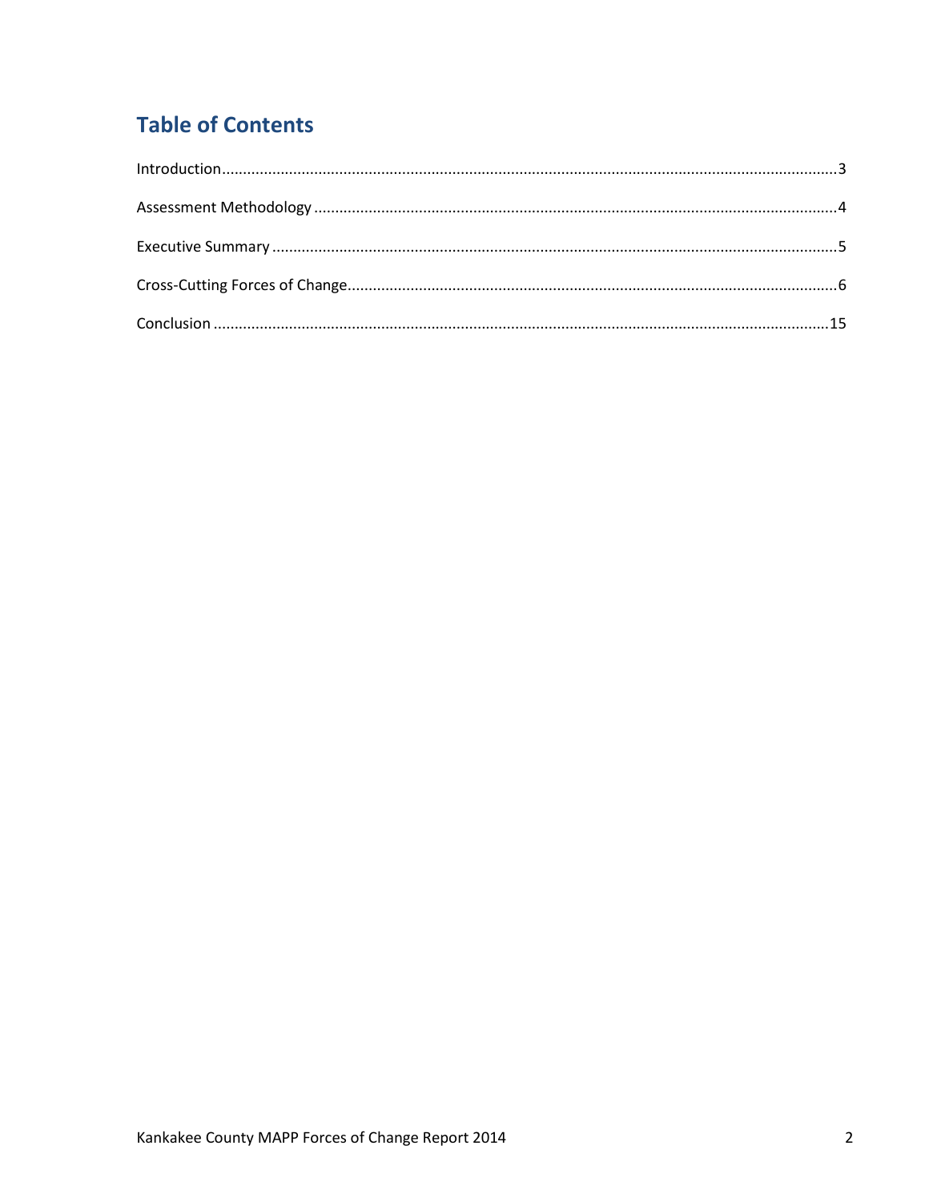## Table of Contents

Introduction....................................................................................................................................3

Assessment Methodology ..............................................................................................................4

Executive Summary .......................................................................................................................5

Cross-Cutting Forces of Change.....................................................................................................6

Conclusion ...................................................................................................................................15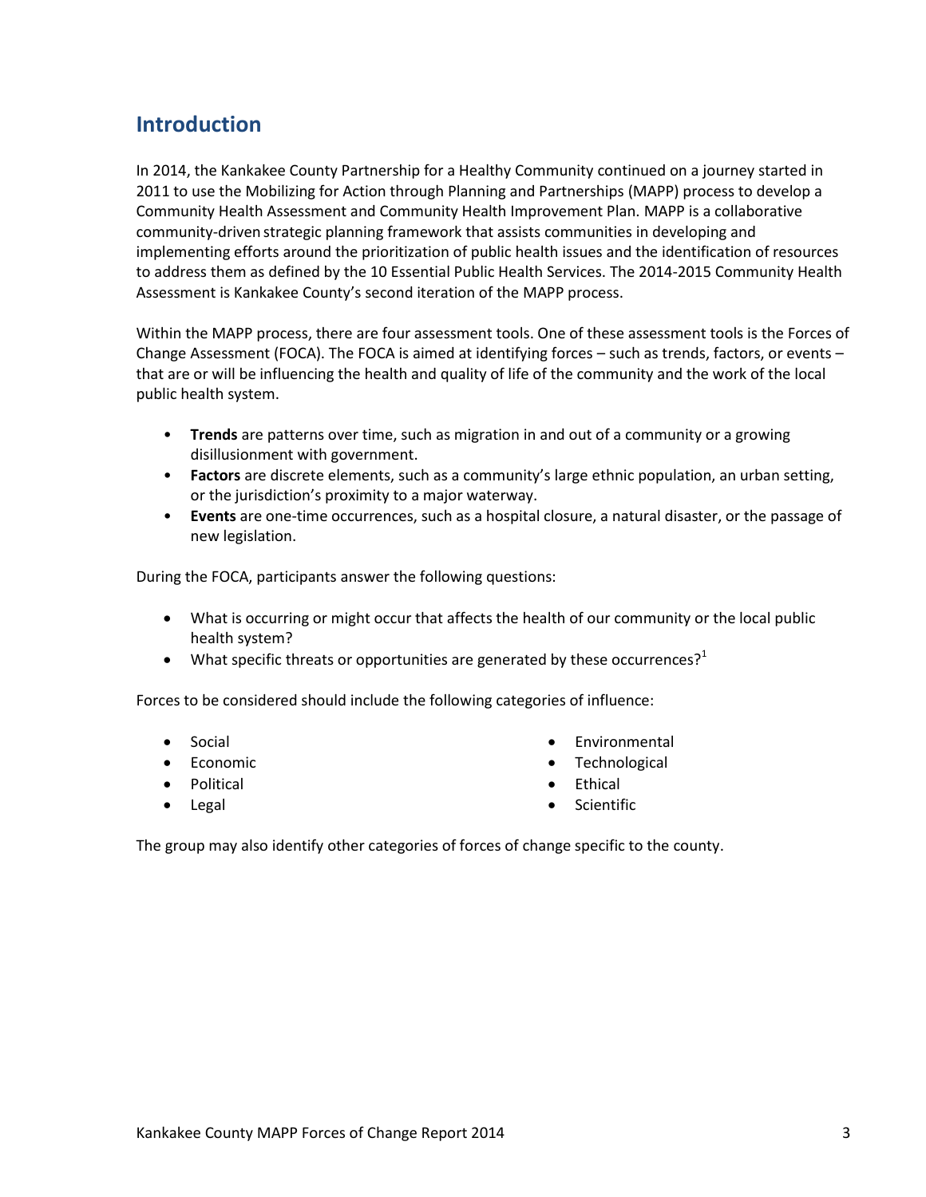## Introduction

In 2014, the Kankakee County Partnership for a Healthy Community continued on a journey started in 2011 to use the Mobilizing for Action through Planning and Partnerships (MAPP) process to develop a Community Health Assessment and Community Health Improvement Plan. MAPP is a collaborative community-driven strategic planning framework that assists communities in developing and implementing efforts around the prioritization of public health issues and the identification of resources to address them as defined by the 10 Essential Public Health Services. The 2014-2015 Community Health Assessment is Kankakee County's second iteration of the MAPP process.

Within the MAPP process, there are four assessment tools. One of these assessment tools is the Forces of Change Assessment (FOCA). The FOCA is aimed at identifying forces – such as trends, factors, or events – that are or will be influencing the health and quality of life of the community and the work of the local public health system.

- **Trends** are patterns over time, such as migration in and out of a community or a growing disillusionment with government.
- **Factors** are discrete elements, such as a community's large ethnic population, an urban setting, or the jurisdiction's proximity to a major waterway.
- **Events** are one-time occurrences, such as a hospital closure, a natural disaster, or the passage of new legislation.

During the FOCA, participants answer the following questions:

- What is occurring or might occur that affects the health of our community or the local public health system?
- What specific threats or opportunities are generated by these occurrences?[1]

Forces to be considered should include the following categories of influence:

- Social
- Economic
- Political
- Legal
- Environmental
- Technological
- Ethical
- Scientific

The group may also identify other categories of forces of change specific to the county.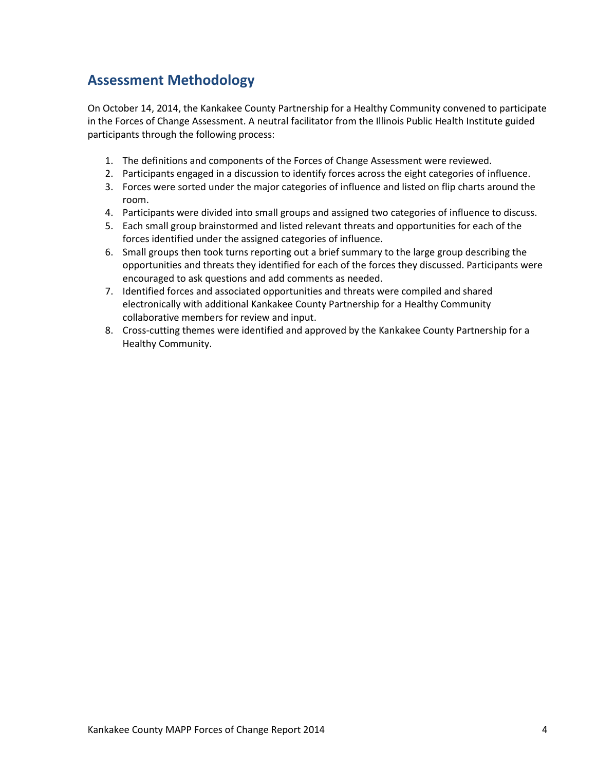## Assessment Methodology

On October 14, 2014, the Kankakee County Partnership for a Healthy Community convened to participate in the Forces of Change Assessment. A neutral facilitator from the Illinois Public Health Institute guided participants through the following process:

1. The definitions and components of the Forces of Change Assessment were reviewed.
2. Participants engaged in a discussion to identify forces across the eight categories of influence.
3. Forces were sorted under the major categories of influence and listed on flip charts around the room.
4. Participants were divided into small groups and assigned two categories of influence to discuss.
5. Each small group brainstormed and listed relevant threats and opportunities for each of the forces identified under the assigned categories of influence.
6. Small groups then took turns reporting out a brief summary to the large group describing the opportunities and threats they identified for each of the forces they discussed. Participants were encouraged to ask questions and add comments as needed.
7. Identified forces and associated opportunities and threats were compiled and shared electronically with additional Kankakee County Partnership for a Healthy Community collaborative members for review and input.
8. Cross-cutting themes were identified and approved by the Kankakee County Partnership for a Healthy Community.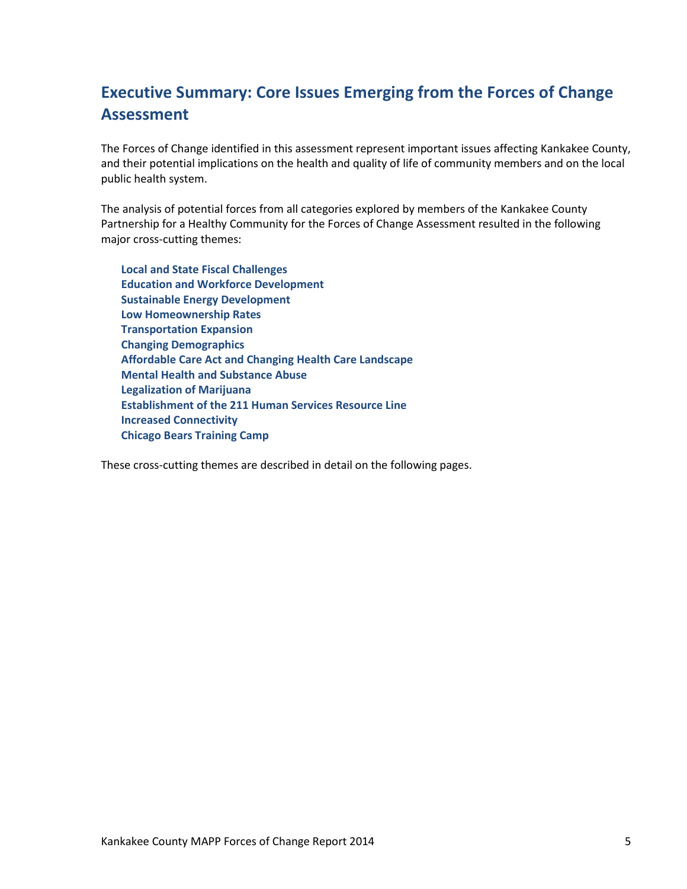## Executive Summary: Core Issues Emerging from the Forces of Change Assessment

The Forces of Change identified in this assessment represent important issues affecting Kankakee County, and their potential implications on the health and quality of life of community members and on the local public health system.

The analysis of potential forces from all categories explored by members of the Kankakee County Partnership for a Healthy Community for the Forces of Change Assessment resulted in the following major cross-cutting themes:

- **Local and State Fiscal Challenges**
- **Education and Workforce Development**
- **Sustainable Energy Development**
- **Low Homeownership Rates**
- **Transportation Expansion**
- **Changing Demographics**
- **Affordable Care Act and Changing Health Care Landscape**
- **Mental Health and Substance Abuse**
- **Legalization of Marijuana**
- **Establishment of the 211 Human Services Resource Line**
- **Increased Connectivity**
- **Chicago Bears Training Camp**

These cross-cutting themes are described in detail on the following pages.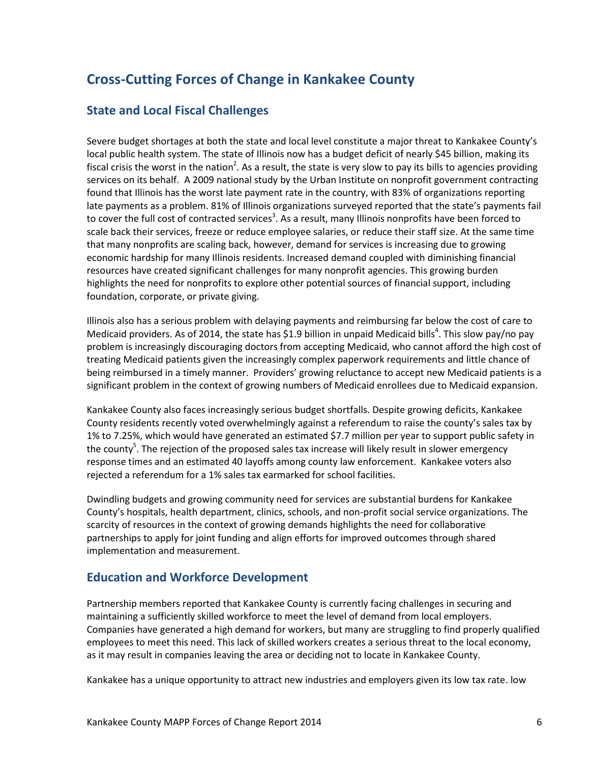## Cross-Cutting Forces of Change in Kankakee County

### State and Local Fiscal Challenges

Severe budget shortages at both the state and local level constitute a major threat to Kankakee County's local public health system. The state of Illinois now has a budget deficit of nearly $45 billion, making its fiscal crisis the worst in the nation[2]. As a result, the state is very slow to pay its bills to agencies providing services on its behalf. A 2009 national study by the Urban Institute on nonprofit government contracting found that Illinois has the worst late payment rate in the country, with 83% of organizations reporting late payments as a problem. 81% of Illinois organizations surveyed reported that the state's payments fail to cover the full cost of contracted services[3]. As a result, many Illinois nonprofits have been forced to scale back their services, freeze or reduce employee salaries, or reduce their staff size. At the same time that many nonprofits are scaling back, however, demand for services is increasing due to growing economic hardship for many Illinois residents. Increased demand coupled with diminishing financial resources have created significant challenges for many nonprofit agencies. This growing burden highlights the need for nonprofits to explore other potential sources of financial support, including foundation, corporate, or private giving.

Illinois also has a serious problem with delaying payments and reimbursing far below the cost of care to Medicaid providers. As of 2014, the state has $1.9 billion in unpaid Medicaid bills[4]. This slow pay/no pay problem is increasingly discouraging doctors from accepting Medicaid, who cannot afford the high cost of treating Medicaid patients given the increasingly complex paperwork requirements and little chance of being reimbursed in a timely manner. Providers' growing reluctance to accept new Medicaid patients is a significant problem in the context of growing numbers of Medicaid enrollees due to Medicaid expansion.

Kankakee County also faces increasingly serious budget shortfalls. Despite growing deficits, Kankakee County residents recently voted overwhelmingly against a referendum to raise the county's sales tax by 1% to 7.25%, which would have generated an estimated $7.7 million per year to support public safety in the county[5]. The rejection of the proposed sales tax increase will likely result in slower emergency response times and an estimated 40 layoffs among county law enforcement. Kankakee voters also rejected a referendum for a 1% sales tax earmarked for school facilities.

Dwindling budgets and growing community need for services are substantial burdens for Kankakee County's hospitals, health department, clinics, schools, and non-profit social service organizations. The scarcity of resources in the context of growing demands highlights the need for collaborative partnerships to apply for joint funding and align efforts for improved outcomes through shared implementation and measurement.

### Education and Workforce Development

Partnership members reported that Kankakee County is currently facing challenges in securing and maintaining a sufficiently skilled workforce to meet the level of demand from local employers. Companies have generated a high demand for workers, but many are struggling to find properly qualified employees to meet this need. This lack of skilled workers creates a serious threat to the local economy, as it may result in companies leaving the area or deciding not to locate in Kankakee County.

Kankakee has a unique opportunity to attract new industries and employers given its low tax rate. low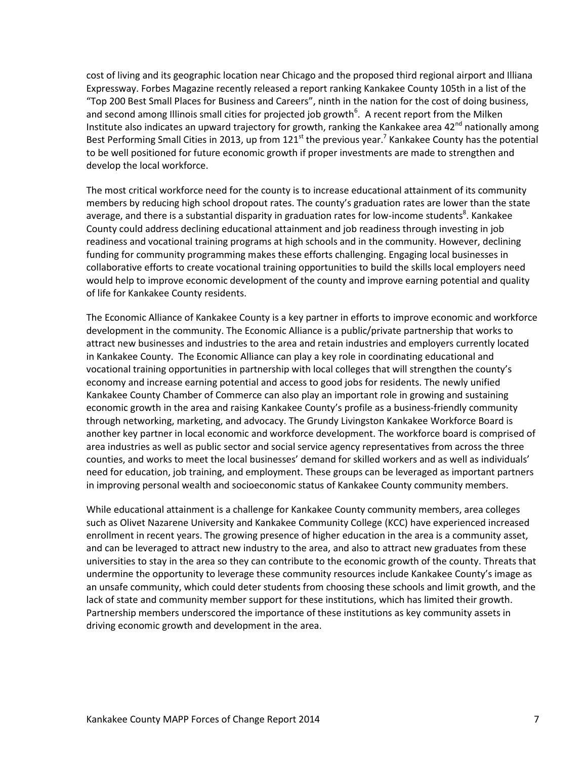cost of living and its geographic location near Chicago and the proposed third regional airport and Illiana Expressway. Forbes Magazine recently released a report ranking Kankakee County 105th in a list of the "Top 200 Best Small Places for Business and Careers", ninth in the nation for the cost of doing business, and second among Illinois small cities for projected job growth[6]. A recent report from the Milken Institute also indicates an upward trajectory for growth, ranking the Kankakee area 42nd nationally among Best Performing Small Cities in 2013, up from 121st the previous year.[7] Kankakee County has the potential to be well positioned for future economic growth if proper investments are made to strengthen and develop the local workforce.

The most critical workforce need for the county is to increase educational attainment of its community members by reducing high school dropout rates. The county's graduation rates are lower than the state average, and there is a substantial disparity in graduation rates for low-income students[8]. Kankakee County could address declining educational attainment and job readiness through investing in job readiness and vocational training programs at high schools and in the community. However, declining funding for community programming makes these efforts challenging. Engaging local businesses in collaborative efforts to create vocational training opportunities to build the skills local employers need would help to improve economic development of the county and improve earning potential and quality of life for Kankakee County residents.

The Economic Alliance of Kankakee County is a key partner in efforts to improve economic and workforce development in the community. The Economic Alliance is a public/private partnership that works to attract new businesses and industries to the area and retain industries and employers currently located in Kankakee County. The Economic Alliance can play a key role in coordinating educational and vocational training opportunities in partnership with local colleges that will strengthen the county's economy and increase earning potential and access to good jobs for residents. The newly unified Kankakee County Chamber of Commerce can also play an important role in growing and sustaining economic growth in the area and raising Kankakee County's profile as a business-friendly community through networking, marketing, and advocacy. The Grundy Livingston Kankakee Workforce Board is another key partner in local economic and workforce development. The workforce board is comprised of area industries as well as public sector and social service agency representatives from across the three counties, and works to meet the local businesses' demand for skilled workers and as well as individuals' need for education, job training, and employment. These groups can be leveraged as important partners in improving personal wealth and socioeconomic status of Kankakee County community members.

While educational attainment is a challenge for Kankakee County community members, area colleges such as Olivet Nazarene University and Kankakee Community College (KCC) have experienced increased enrollment in recent years. The growing presence of higher education in the area is a community asset, and can be leveraged to attract new industry to the area, and also to attract new graduates from these universities to stay in the area so they can contribute to the economic growth of the county. Threats that undermine the opportunity to leverage these community resources include Kankakee County's image as an unsafe community, which could deter students from choosing these schools and limit growth, and the lack of state and community member support for these institutions, which has limited their growth. Partnership members underscored the importance of these institutions as key community assets in driving economic growth and development in the area.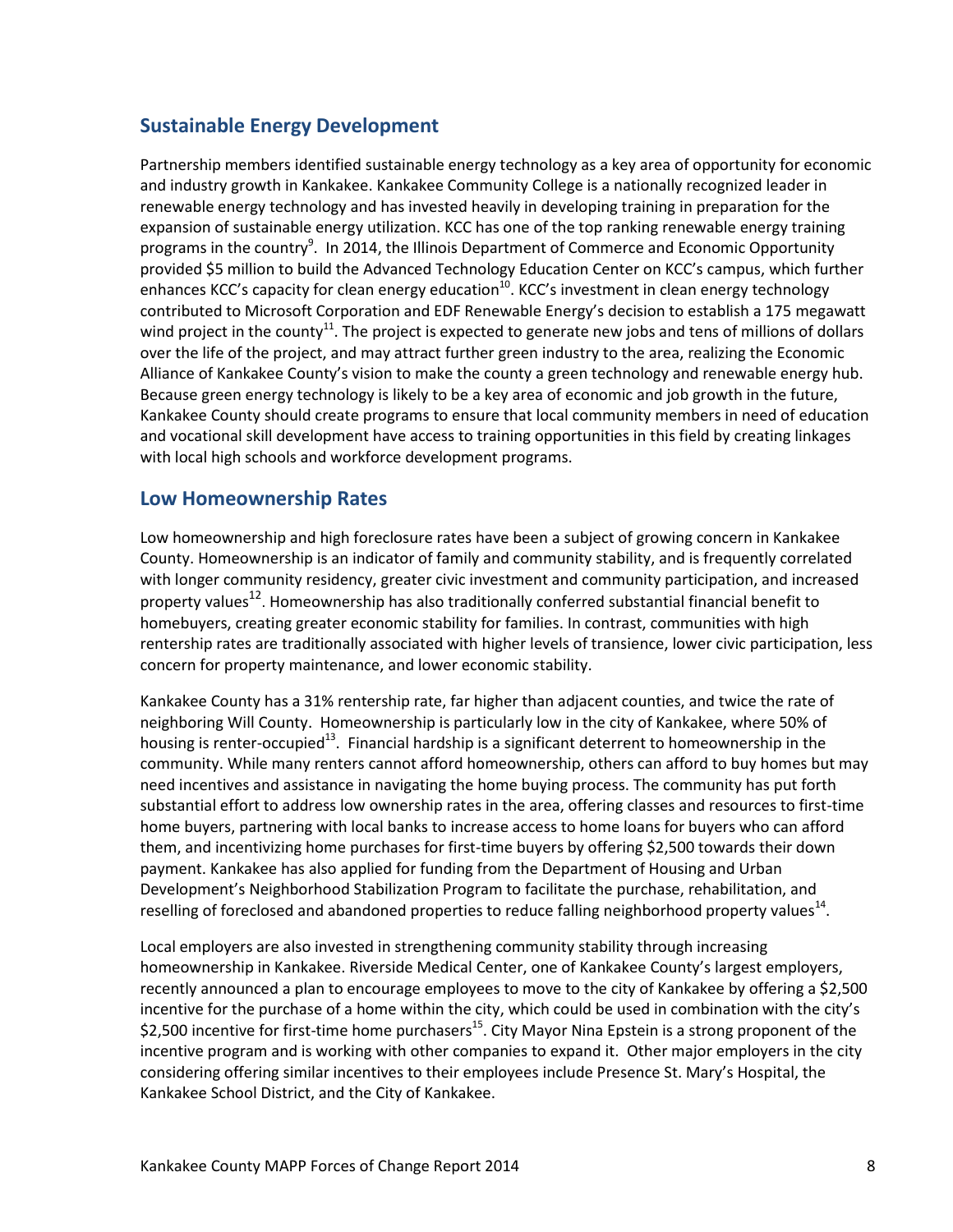## Sustainable Energy Development

Partnership members identified sustainable energy technology as a key area of opportunity for economic and industry growth in Kankakee. Kankakee Community College is a nationally recognized leader in renewable energy technology and has invested heavily in developing training in preparation for the expansion of sustainable energy utilization. KCC has one of the top ranking renewable energy training programs in the country[9]. In 2014, the Illinois Department of Commerce and Economic Opportunity provided \$5 million to build the Advanced Technology Education Center on KCC's campus, which further enhances KCC's capacity for clean energy education[10]. KCC's investment in clean energy technology contributed to Microsoft Corporation and EDF Renewable Energy's decision to establish a 175 megawatt wind project in the county[11]. The project is expected to generate new jobs and tens of millions of dollars over the life of the project, and may attract further green industry to the area, realizing the Economic Alliance of Kankakee County's vision to make the county a green technology and renewable energy hub. Because green energy technology is likely to be a key area of economic and job growth in the future, Kankakee County should create programs to ensure that local community members in need of education and vocational skill development have access to training opportunities in this field by creating linkages with local high schools and workforce development programs.

## Low Homeownership Rates

Low homeownership and high foreclosure rates have been a subject of growing concern in Kankakee County. Homeownership is an indicator of family and community stability, and is frequently correlated with longer community residency, greater civic investment and community participation, and increased property values[12]. Homeownership has also traditionally conferred substantial financial benefit to homebuyers, creating greater economic stability for families. In contrast, communities with high rentership rates are traditionally associated with higher levels of transience, lower civic participation, less concern for property maintenance, and lower economic stability.

Kankakee County has a 31% rentership rate, far higher than adjacent counties, and twice the rate of neighboring Will County. Homeownership is particularly low in the city of Kankakee, where 50% of housing is renter-occupied[13]. Financial hardship is a significant deterrent to homeownership in the community. While many renters cannot afford homeownership, others can afford to buy homes but may need incentives and assistance in navigating the home buying process. The community has put forth substantial effort to address low ownership rates in the area, offering classes and resources to first-time home buyers, partnering with local banks to increase access to home loans for buyers who can afford them, and incentivizing home purchases for first-time buyers by offering \$2,500 towards their down payment. Kankakee has also applied for funding from the Department of Housing and Urban Development's Neighborhood Stabilization Program to facilitate the purchase, rehabilitation, and reselling of foreclosed and abandoned properties to reduce falling neighborhood property values[14].

Local employers are also invested in strengthening community stability through increasing homeownership in Kankakee. Riverside Medical Center, one of Kankakee County's largest employers, recently announced a plan to encourage employees to move to the city of Kankakee by offering a \$2,500 incentive for the purchase of a home within the city, which could be used in combination with the city's \$2,500 incentive for first-time home purchasers[15]. City Mayor Nina Epstein is a strong proponent of the incentive program and is working with other companies to expand it. Other major employers in the city considering offering similar incentives to their employees include Presence St. Mary's Hospital, the Kankakee School District, and the City of Kankakee.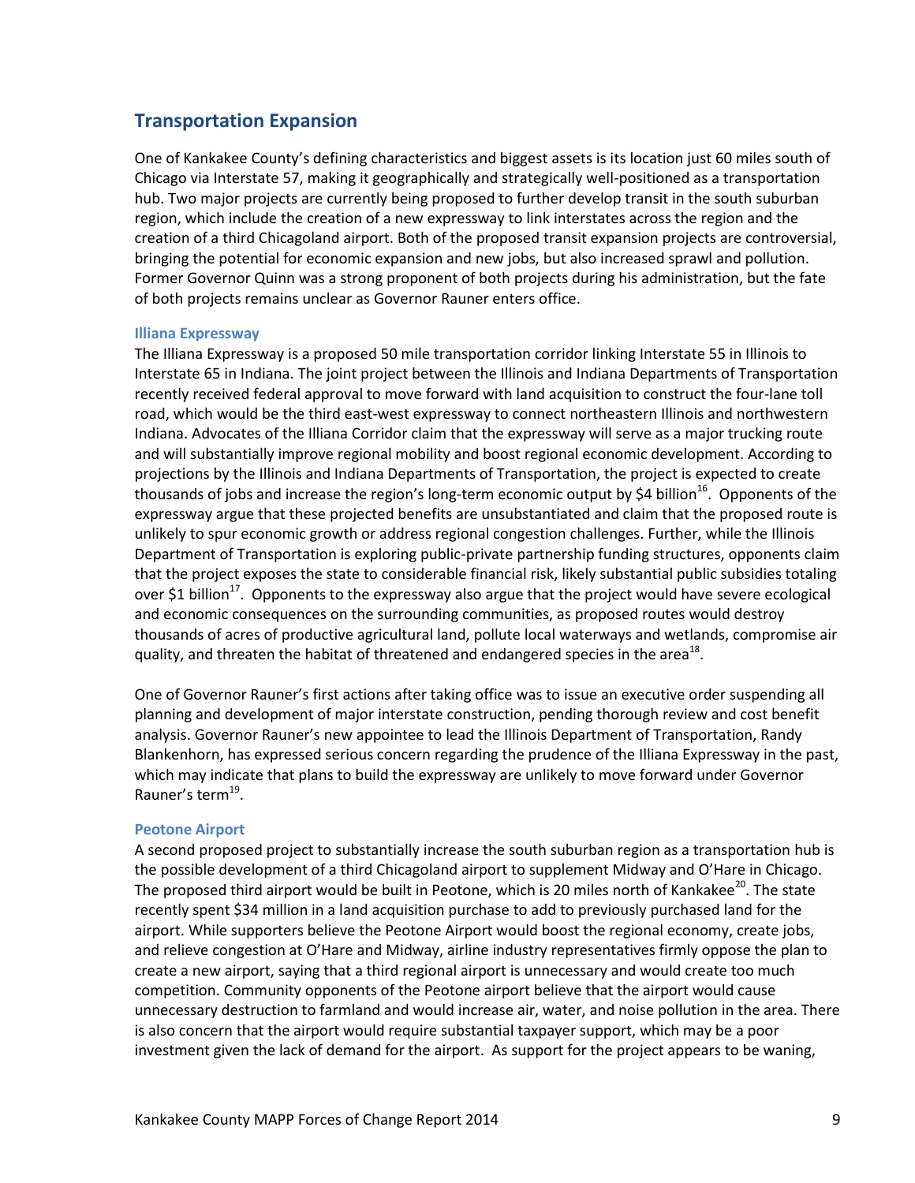## Transportation Expansion

One of Kankakee County's defining characteristics and biggest assets is its location just 60 miles south of Chicago via Interstate 57, making it geographically and strategically well-positioned as a transportation hub. Two major projects are currently being proposed to further develop transit in the south suburban region, which include the creation of a new expressway to link interstates across the region and the creation of a third Chicagoland airport. Both of the proposed transit expansion projects are controversial, bringing the potential for economic expansion and new jobs, but also increased sprawl and pollution. Former Governor Quinn was a strong proponent of both projects during his administration, but the fate of both projects remains unclear as Governor Rauner enters office.

### Illiana Expressway

The Illiana Expressway is a proposed 50 mile transportation corridor linking Interstate 55 in Illinois to Interstate 65 in Indiana. The joint project between the Illinois and Indiana Departments of Transportation recently received federal approval to move forward with land acquisition to construct the four-lane toll road, which would be the third east-west expressway to connect northeastern Illinois and northwestern Indiana. Advocates of the Illiana Corridor claim that the expressway will serve as a major trucking route and will substantially improve regional mobility and boost regional economic development. According to projections by the Illinois and Indiana Departments of Transportation, the project is expected to create thousands of jobs and increase the region's long-term economic output by $4 billion[16]. Opponents of the expressway argue that these projected benefits are unsubstantiated and claim that the proposed route is unlikely to spur economic growth or address regional congestion challenges. Further, while the Illinois Department of Transportation is exploring public-private partnership funding structures, opponents claim that the project exposes the state to considerable financial risk, likely substantial public subsidies totaling over $1 billion[17]. Opponents to the expressway also argue that the project would have severe ecological and economic consequences on the surrounding communities, as proposed routes would destroy thousands of acres of productive agricultural land, pollute local waterways and wetlands, compromise air quality, and threaten the habitat of threatened and endangered species in the area[18].

One of Governor Rauner's first actions after taking office was to issue an executive order suspending all planning and development of major interstate construction, pending thorough review and cost benefit analysis. Governor Rauner's new appointee to lead the Illinois Department of Transportation, Randy Blankenhorn, has expressed serious concern regarding the prudence of the Illiana Expressway in the past, which may indicate that plans to build the expressway are unlikely to move forward under Governor Rauner's term[19].

### Peotone Airport

A second proposed project to substantially increase the south suburban region as a transportation hub is the possible development of a third Chicagoland airport to supplement Midway and O'Hare in Chicago. The proposed third airport would be built in Peotone, which is 20 miles north of Kankakee[20]. The state recently spent $34 million in a land acquisition purchase to add to previously purchased land for the airport. While supporters believe the Peotone Airport would boost the regional economy, create jobs, and relieve congestion at O'Hare and Midway, airline industry representatives firmly oppose the plan to create a new airport, saying that a third regional airport is unnecessary and would create too much competition. Community opponents of the Peotone airport believe that the airport would cause unnecessary destruction to farmland and would increase air, water, and noise pollution in the area. There is also concern that the airport would require substantial taxpayer support, which may be a poor investment given the lack of demand for the airport. As support for the project appears to be waning,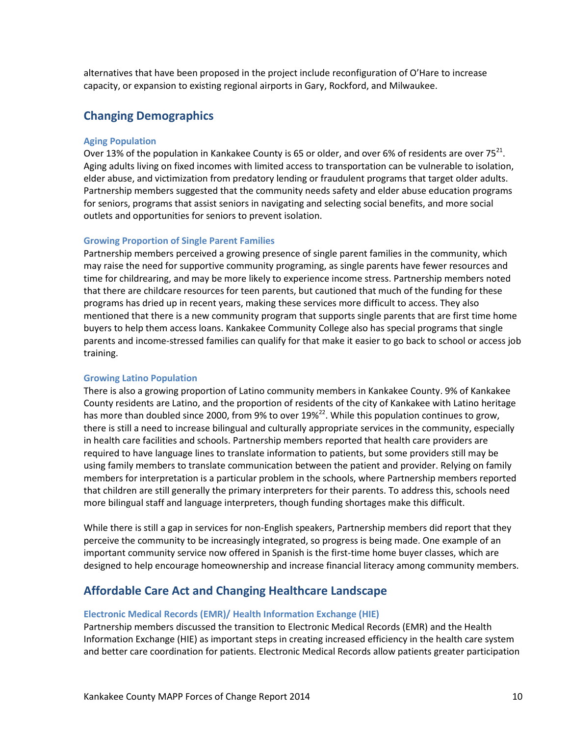alternatives that have been proposed in the project include reconfiguration of O'Hare to increase capacity, or expansion to existing regional airports in Gary, Rockford, and Milwaukee.

## Changing Demographics

### Aging Population

Over 13% of the population in Kankakee County is 65 or older, and over 6% of residents are over 75[21]. Aging adults living on fixed incomes with limited access to transportation can be vulnerable to isolation, elder abuse, and victimization from predatory lending or fraudulent programs that target older adults. Partnership members suggested that the community needs safety and elder abuse education programs for seniors, programs that assist seniors in navigating and selecting social benefits, and more social outlets and opportunities for seniors to prevent isolation.

### Growing Proportion of Single Parent Families

Partnership members perceived a growing presence of single parent families in the community, which may raise the need for supportive community programing, as single parents have fewer resources and time for childrearing, and may be more likely to experience income stress. Partnership members noted that there are childcare resources for teen parents, but cautioned that much of the funding for these programs has dried up in recent years, making these services more difficult to access. They also mentioned that there is a new community program that supports single parents that are first time home buyers to help them access loans. Kankakee Community College also has special programs that single parents and income-stressed families can qualify for that make it easier to go back to school or access job training.

### Growing Latino Population

There is also a growing proportion of Latino community members in Kankakee County. 9% of Kankakee County residents are Latino, and the proportion of residents of the city of Kankakee with Latino heritage has more than doubled since 2000, from 9% to over 19%[22]. While this population continues to grow, there is still a need to increase bilingual and culturally appropriate services in the community, especially in health care facilities and schools. Partnership members reported that health care providers are required to have language lines to translate information to patients, but some providers still may be using family members to translate communication between the patient and provider. Relying on family members for interpretation is a particular problem in the schools, where Partnership members reported that children are still generally the primary interpreters for their parents. To address this, schools need more bilingual staff and language interpreters, though funding shortages make this difficult.

While there is still a gap in services for non-English speakers, Partnership members did report that they perceive the community to be increasingly integrated, so progress is being made. One example of an important community service now offered in Spanish is the first-time home buyer classes, which are designed to help encourage homeownership and increase financial literacy among community members.

## Affordable Care Act and Changing Healthcare Landscape

### Electronic Medical Records (EMR)/ Health Information Exchange (HIE)

Partnership members discussed the transition to Electronic Medical Records (EMR) and the Health Information Exchange (HIE) as important steps in creating increased efficiency in the health care system and better care coordination for patients. Electronic Medical Records allow patients greater participation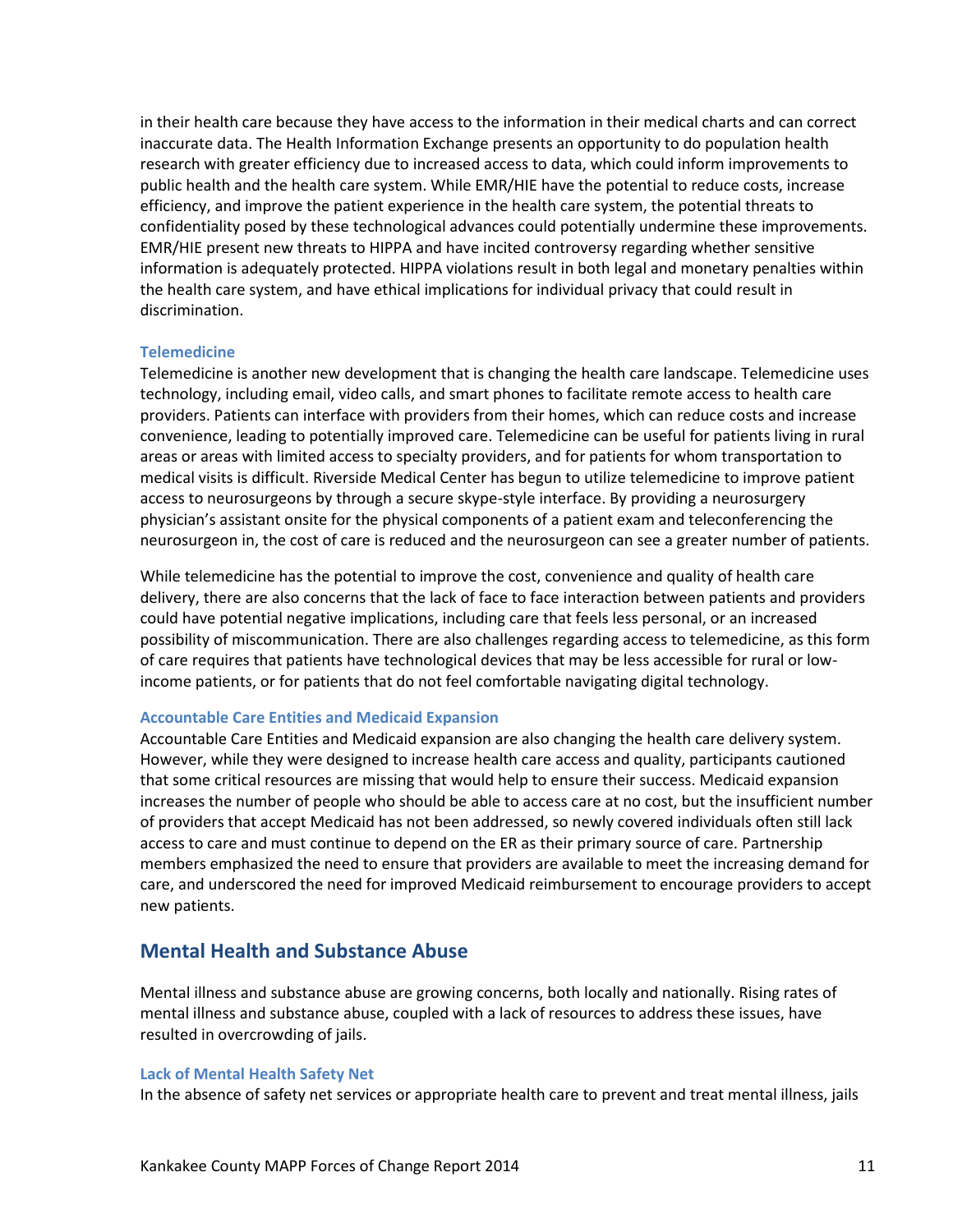in their health care because they have access to the information in their medical charts and can correct inaccurate data. The Health Information Exchange presents an opportunity to do population health research with greater efficiency due to increased access to data, which could inform improvements to public health and the health care system. While EMR/HIE have the potential to reduce costs, increase efficiency, and improve the patient experience in the health care system, the potential threats to confidentiality posed by these technological advances could potentially undermine these improvements. EMR/HIE present new threats to HIPPA and have incited controversy regarding whether sensitive information is adequately protected. HIPPA violations result in both legal and monetary penalties within the health care system, and have ethical implications for individual privacy that could result in discrimination.

### Telemedicine

Telemedicine is another new development that is changing the health care landscape. Telemedicine uses technology, including email, video calls, and smart phones to facilitate remote access to health care providers. Patients can interface with providers from their homes, which can reduce costs and increase convenience, leading to potentially improved care. Telemedicine can be useful for patients living in rural areas or areas with limited access to specialty providers, and for patients for whom transportation to medical visits is difficult. Riverside Medical Center has begun to utilize telemedicine to improve patient access to neurosurgeons by through a secure skype-style interface. By providing a neurosurgery physician's assistant onsite for the physical components of a patient exam and teleconferencing the neurosurgeon in, the cost of care is reduced and the neurosurgeon can see a greater number of patients.

While telemedicine has the potential to improve the cost, convenience and quality of health care delivery, there are also concerns that the lack of face to face interaction between patients and providers could have potential negative implications, including care that feels less personal, or an increased possibility of miscommunication. There are also challenges regarding access to telemedicine, as this form of care requires that patients have technological devices that may be less accessible for rural or low-income patients, or for patients that do not feel comfortable navigating digital technology.

### Accountable Care Entities and Medicaid Expansion

Accountable Care Entities and Medicaid expansion are also changing the health care delivery system. However, while they were designed to increase health care access and quality, participants cautioned that some critical resources are missing that would help to ensure their success. Medicaid expansion increases the number of people who should be able to access care at no cost, but the insufficient number of providers that accept Medicaid has not been addressed, so newly covered individuals often still lack access to care and must continue to depend on the ER as their primary source of care. Partnership members emphasized the need to ensure that providers are available to meet the increasing demand for care, and underscored the need for improved Medicaid reimbursement to encourage providers to accept new patients.

## Mental Health and Substance Abuse

Mental illness and substance abuse are growing concerns, both locally and nationally. Rising rates of mental illness and substance abuse, coupled with a lack of resources to address these issues, have resulted in overcrowding of jails.

### Lack of Mental Health Safety Net

In the absence of safety net services or appropriate health care to prevent and treat mental illness, jails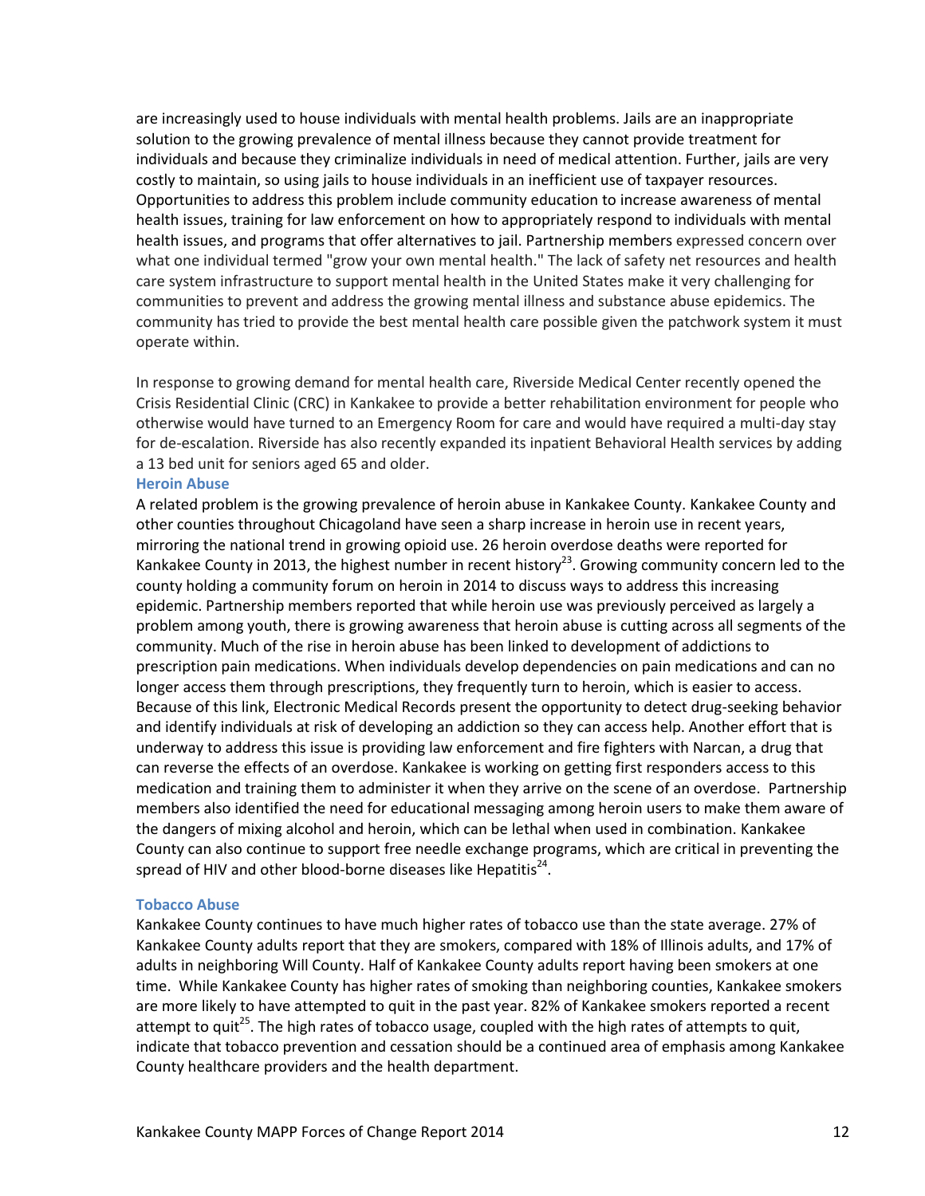are increasingly used to house individuals with mental health problems. Jails are an inappropriate solution to the growing prevalence of mental illness because they cannot provide treatment for individuals and because they criminalize individuals in need of medical attention. Further, jails are very costly to maintain, so using jails to house individuals in an inefficient use of taxpayer resources. Opportunities to address this problem include community education to increase awareness of mental health issues, training for law enforcement on how to appropriately respond to individuals with mental health issues, and programs that offer alternatives to jail. Partnership members expressed concern over what one individual termed "grow your own mental health." The lack of safety net resources and health care system infrastructure to support mental health in the United States make it very challenging for communities to prevent and address the growing mental illness and substance abuse epidemics. The community has tried to provide the best mental health care possible given the patchwork system it must operate within.

In response to growing demand for mental health care, Riverside Medical Center recently opened the Crisis Residential Clinic (CRC) in Kankakee to provide a better rehabilitation environment for people who otherwise would have turned to an Emergency Room for care and would have required a multi-day stay for de-escalation. Riverside has also recently expanded its inpatient Behavioral Health services by adding a 13 bed unit for seniors aged 65 and older.

### Heroin Abuse

A related problem is the growing prevalence of heroin abuse in Kankakee County. Kankakee County and other counties throughout Chicagoland have seen a sharp increase in heroin use in recent years, mirroring the national trend in growing opioid use. 26 heroin overdose deaths were reported for Kankakee County in 2013, the highest number in recent history[23]. Growing community concern led to the county holding a community forum on heroin in 2014 to discuss ways to address this increasing epidemic. Partnership members reported that while heroin use was previously perceived as largely a problem among youth, there is growing awareness that heroin abuse is cutting across all segments of the community. Much of the rise in heroin abuse has been linked to development of addictions to prescription pain medications. When individuals develop dependencies on pain medications and can no longer access them through prescriptions, they frequently turn to heroin, which is easier to access. Because of this link, Electronic Medical Records present the opportunity to detect drug-seeking behavior and identify individuals at risk of developing an addiction so they can access help. Another effort that is underway to address this issue is providing law enforcement and fire fighters with Narcan, a drug that can reverse the effects of an overdose. Kankakee is working on getting first responders access to this medication and training them to administer it when they arrive on the scene of an overdose. Partnership members also identified the need for educational messaging among heroin users to make them aware of the dangers of mixing alcohol and heroin, which can be lethal when used in combination. Kankakee County can also continue to support free needle exchange programs, which are critical in preventing the spread of HIV and other blood-borne diseases like Hepatitis[24].

### Tobacco Abuse

Kankakee County continues to have much higher rates of tobacco use than the state average. 27% of Kankakee County adults report that they are smokers, compared with 18% of Illinois adults, and 17% of adults in neighboring Will County. Half of Kankakee County adults report having been smokers at one time. While Kankakee County has higher rates of smoking than neighboring counties, Kankakee smokers are more likely to have attempted to quit in the past year. 82% of Kankakee smokers reported a recent attempt to quit[25]. The high rates of tobacco usage, coupled with the high rates of attempts to quit, indicate that tobacco prevention and cessation should be a continued area of emphasis among Kankakee County healthcare providers and the health department.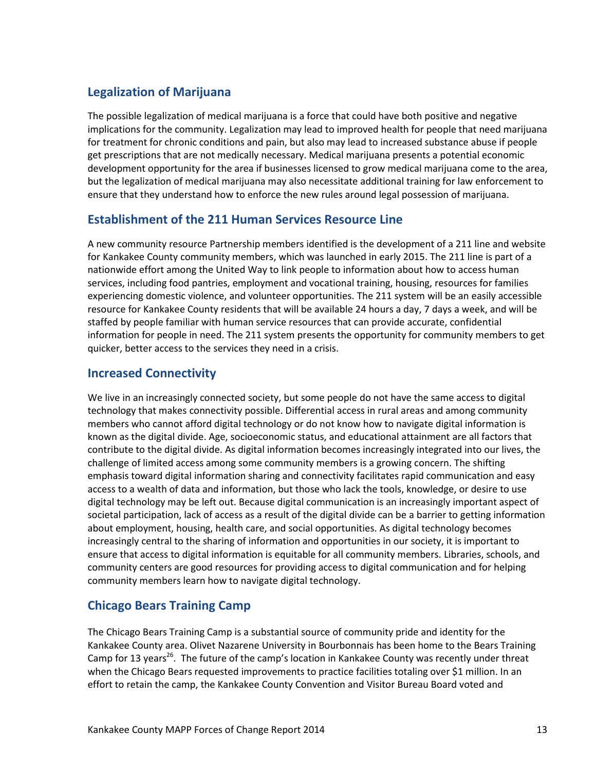## Legalization of Marijuana

The possible legalization of medical marijuana is a force that could have both positive and negative implications for the community. Legalization may lead to improved health for people that need marijuana for treatment for chronic conditions and pain, but also may lead to increased substance abuse if people get prescriptions that are not medically necessary. Medical marijuana presents a potential economic development opportunity for the area if businesses licensed to grow medical marijuana come to the area, but the legalization of medical marijuana may also necessitate additional training for law enforcement to ensure that they understand how to enforce the new rules around legal possession of marijuana.

## Establishment of the 211 Human Services Resource Line

A new community resource Partnership members identified is the development of a 211 line and website for Kankakee County community members, which was launched in early 2015. The 211 line is part of a nationwide effort among the United Way to link people to information about how to access human services, including food pantries, employment and vocational training, housing, resources for families experiencing domestic violence, and volunteer opportunities. The 211 system will be an easily accessible resource for Kankakee County residents that will be available 24 hours a day, 7 days a week, and will be staffed by people familiar with human service resources that can provide accurate, confidential information for people in need. The 211 system presents the opportunity for community members to get quicker, better access to the services they need in a crisis.

## Increased Connectivity

We live in an increasingly connected society, but some people do not have the same access to digital technology that makes connectivity possible. Differential access in rural areas and among community members who cannot afford digital technology or do not know how to navigate digital information is known as the digital divide. Age, socioeconomic status, and educational attainment are all factors that contribute to the digital divide. As digital information becomes increasingly integrated into our lives, the challenge of limited access among some community members is a growing concern. The shifting emphasis toward digital information sharing and connectivity facilitates rapid communication and easy access to a wealth of data and information, but those who lack the tools, knowledge, or desire to use digital technology may be left out. Because digital communication is an increasingly important aspect of societal participation, lack of access as a result of the digital divide can be a barrier to getting information about employment, housing, health care, and social opportunities. As digital technology becomes increasingly central to the sharing of information and opportunities in our society, it is important to ensure that access to digital information is equitable for all community members. Libraries, schools, and community centers are good resources for providing access to digital communication and for helping community members learn how to navigate digital technology.

## Chicago Bears Training Camp

The Chicago Bears Training Camp is a substantial source of community pride and identity for the Kankakee County area. Olivet Nazarene University in Bourbonnais has been home to the Bears Training Camp for 13 years[26]. The future of the camp's location in Kankakee County was recently under threat when the Chicago Bears requested improvements to practice facilities totaling over $1 million. In an effort to retain the camp, the Kankakee County Convention and Visitor Bureau Board voted and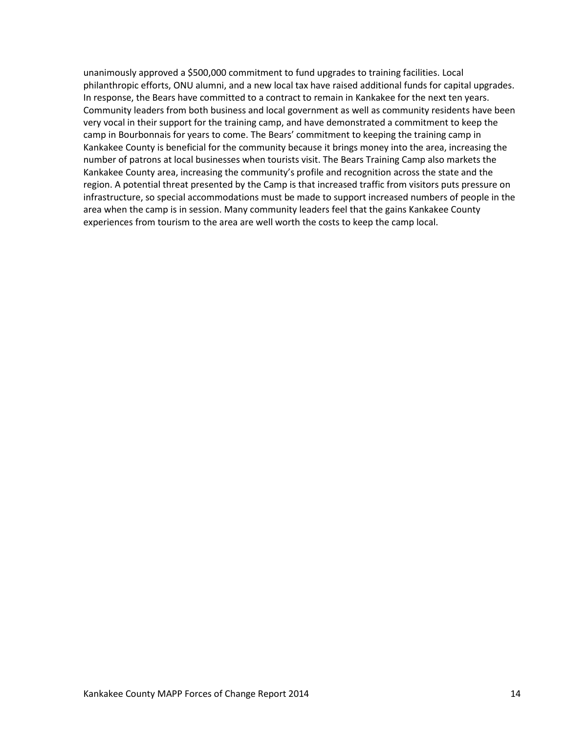unanimously approved a $500,000 commitment to fund upgrades to training facilities. Local philanthropic efforts, ONU alumni, and a new local tax have raised additional funds for capital upgrades. In response, the Bears have committed to a contract to remain in Kankakee for the next ten years. Community leaders from both business and local government as well as community residents have been very vocal in their support for the training camp, and have demonstrated a commitment to keep the camp in Bourbonnais for years to come. The Bears' commitment to keeping the training camp in Kankakee County is beneficial for the community because it brings money into the area, increasing the number of patrons at local businesses when tourists visit. The Bears Training Camp also markets the Kankakee County area, increasing the community's profile and recognition across the state and the region. A potential threat presented by the Camp is that increased traffic from visitors puts pressure on infrastructure, so special accommodations must be made to support increased numbers of people in the area when the camp is in session. Many community leaders feel that the gains Kankakee County experiences from tourism to the area are well worth the costs to keep the camp local.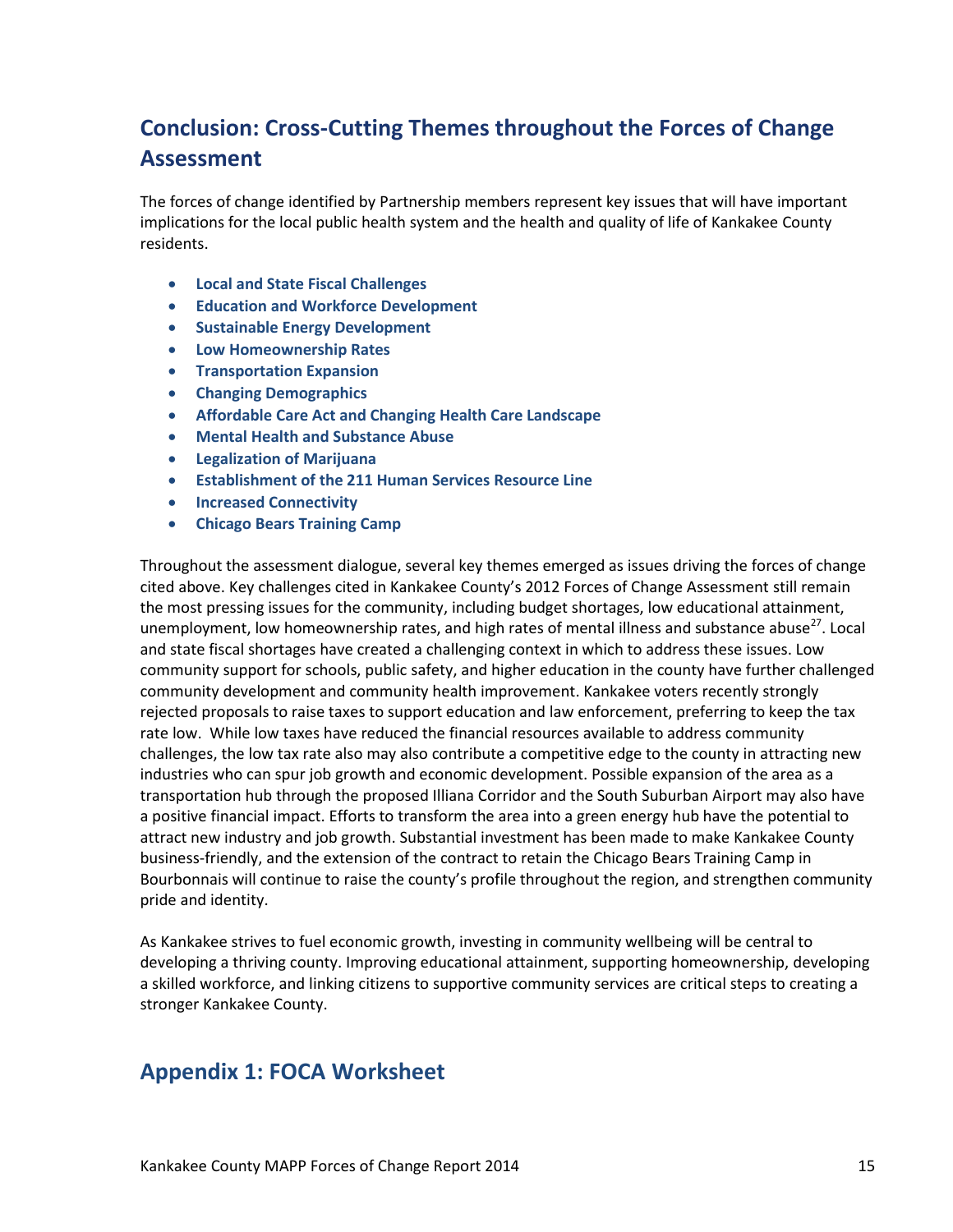## Conclusion: Cross-Cutting Themes throughout the Forces of Change Assessment

The forces of change identified by Partnership members represent key issues that will have important implications for the local public health system and the health and quality of life of Kankakee County residents.

- **Local and State Fiscal Challenges**
- **Education and Workforce Development**
- **Sustainable Energy Development**
- **Low Homeownership Rates**
- **Transportation Expansion**
- **Changing Demographics**
- **Affordable Care Act and Changing Health Care Landscape**
- **Mental Health and Substance Abuse**
- **Legalization of Marijuana**
- **Establishment of the 211 Human Services Resource Line**
- **Increased Connectivity**
- **Chicago Bears Training Camp**

Throughout the assessment dialogue, several key themes emerged as issues driving the forces of change cited above. Key challenges cited in Kankakee County's 2012 Forces of Change Assessment still remain the most pressing issues for the community, including budget shortages, low educational attainment, unemployment, low homeownership rates, and high rates of mental illness and substance abuse[27]. Local and state fiscal shortages have created a challenging context in which to address these issues. Low community support for schools, public safety, and higher education in the county have further challenged community development and community health improvement. Kankakee voters recently strongly rejected proposals to raise taxes to support education and law enforcement, preferring to keep the tax rate low. While low taxes have reduced the financial resources available to address community challenges, the low tax rate also may also contribute a competitive edge to the county in attracting new industries who can spur job growth and economic development. Possible expansion of the area as a transportation hub through the proposed Illiana Corridor and the South Suburban Airport may also have a positive financial impact. Efforts to transform the area into a green energy hub have the potential to attract new industry and job growth. Substantial investment has been made to make Kankakee County business-friendly, and the extension of the contract to retain the Chicago Bears Training Camp in Bourbonnais will continue to raise the county's profile throughout the region, and strengthen community pride and identity.

As Kankakee strives to fuel economic growth, investing in community wellbeing will be central to developing a thriving county. Improving educational attainment, supporting homeownership, developing a skilled workforce, and linking citizens to supportive community services are critical steps to creating a stronger Kankakee County.

## Appendix 1: FOCA Worksheet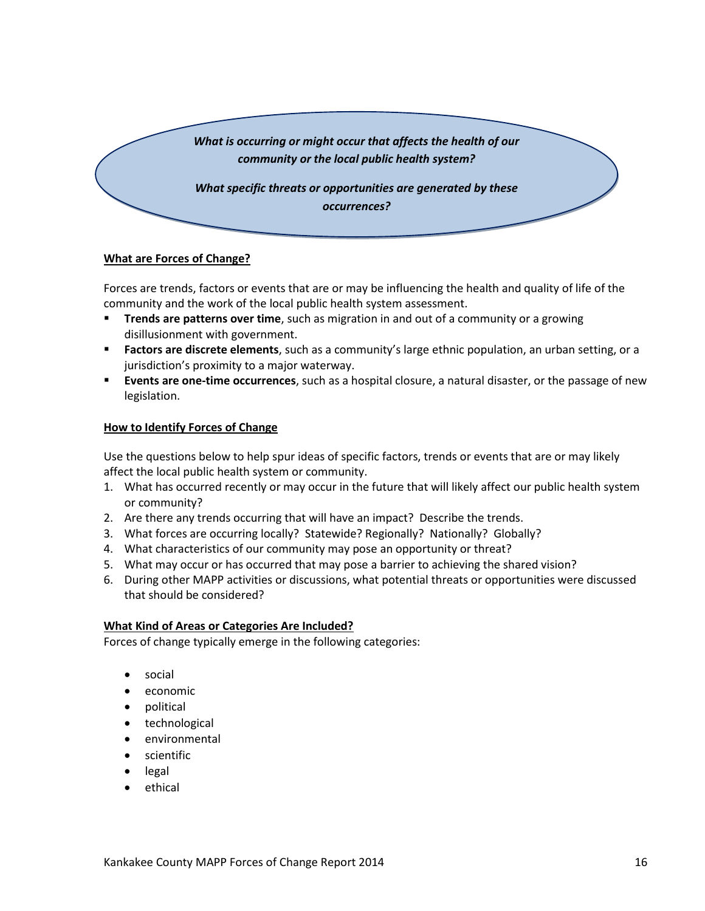***What is occurring or might occur that affects the health of our community or the local public health system?***

***What specific threats or opportunities are generated by these occurrences?***

## What are Forces of Change?

Forces are trends, factors or events that are or may be influencing the health and quality of life of the community and the work of the local public health system assessment.

- **Trends are patterns over time**, such as migration in and out of a community or a growing disillusionment with government.
- **Factors are discrete elements**, such as a community's large ethnic population, an urban setting, or a jurisdiction's proximity to a major waterway.
- **Events are one-time occurrences**, such as a hospital closure, a natural disaster, or the passage of new legislation.

## How to Identify Forces of Change

Use the questions below to help spur ideas of specific factors, trends or events that are or may likely affect the local public health system or community.

1. What has occurred recently or may occur in the future that will likely affect our public health system or community?
2. Are there any trends occurring that will have an impact? Describe the trends.
3. What forces are occurring locally? Statewide? Regionally? Nationally? Globally?
4. What characteristics of our community may pose an opportunity or threat?
5. What may occur or has occurred that may pose a barrier to achieving the shared vision?
6. During other MAPP activities or discussions, what potential threats or opportunities were discussed that should be considered?

## What Kind of Areas or Categories Are Included?

Forces of change typically emerge in the following categories:

- social
- economic
- political
- technological
- environmental
- scientific
- legal
- ethical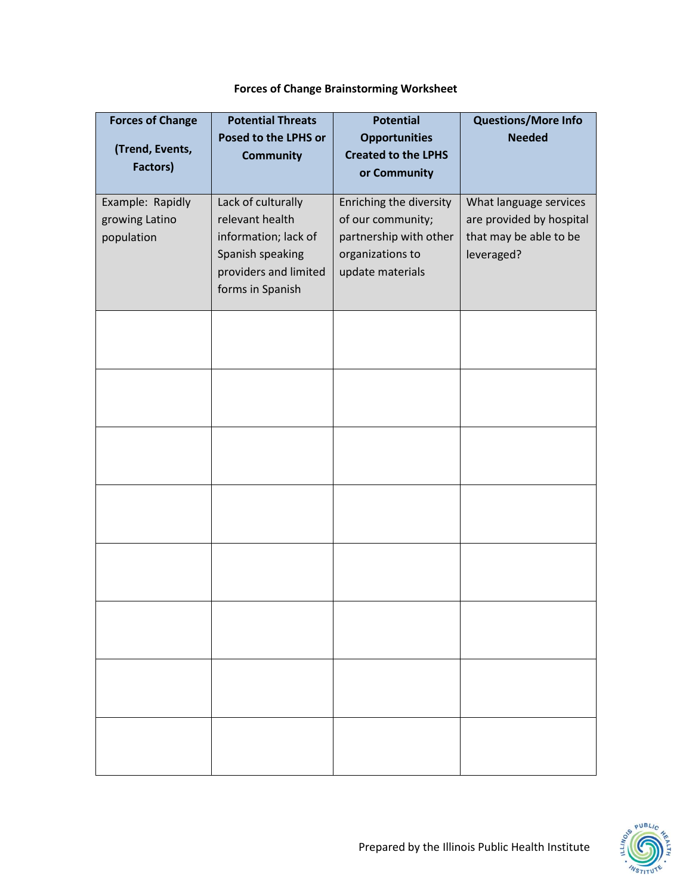**Forces of Change Brainstorming Worksheet**

| Forces of Change (Trend, Events, Factors) | Potential Threats Posed to the LPHS or Community | Potential Opportunities Created to the LPHS or Community | Questions/More Info Needed |
|---|---|---|---|
| Example: Rapidly growing Latino population | Lack of culturally relevant health information; lack of Spanish speaking providers and limited forms in Spanish | Enriching the diversity of our community; partnership with other organizations to update materials | What language services are provided by hospital that may be able to be leveraged? |
| | | | |
| | | | |
| | | | |
| | | | |
| | | | |
| | | | |
| | | | |
| | | | |

Prepared by the Illinois Public Health Institute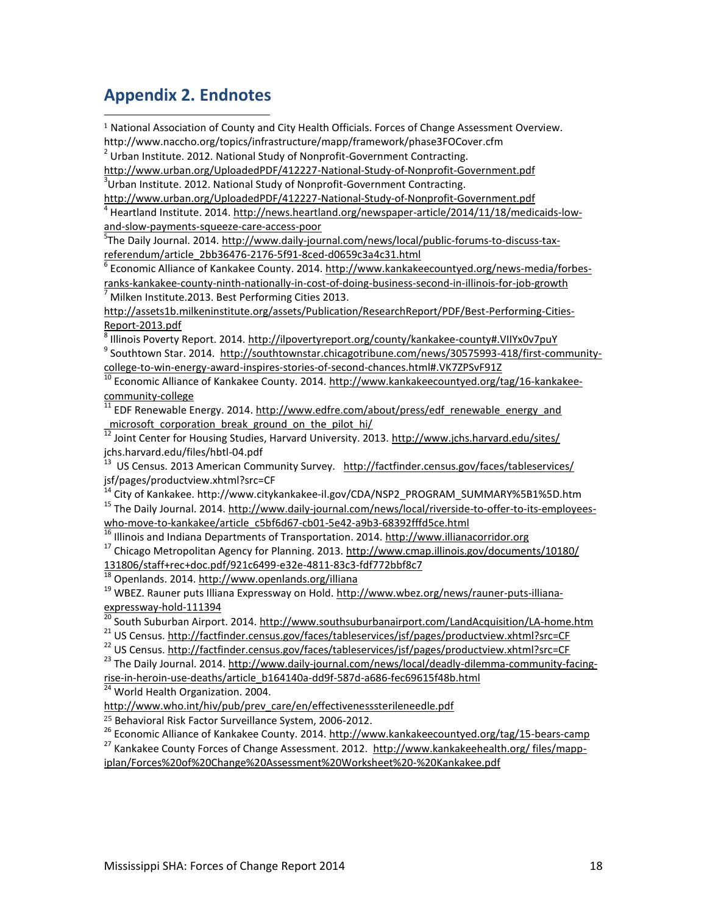## Appendix 2. Endnotes

[1] National Association of County and City Health Officials. Forces of Change Assessment Overview. http://www.naccho.org/topics/infrastructure/mapp/framework/phase3FOCover.cfm

[2] Urban Institute. 2012. National Study of Nonprofit-Government Contracting. http://www.urban.org/UploadedPDF/412227-National-Study-of-Nonprofit-Government.pdf

[3] Urban Institute. 2012. National Study of Nonprofit-Government Contracting. http://www.urban.org/UploadedPDF/412227-National-Study-of-Nonprofit-Government.pdf

[4] Heartland Institute. 2014. http://news.heartland.org/newspaper-article/2014/11/18/medicaids-low-and-slow-payments-squeeze-care-access-poor

[5] The Daily Journal. 2014. http://www.daily-journal.com/news/local/public-forums-to-discuss-tax-referendum/article_2bb36476-2176-5f91-8ced-d0659c3a4c31.html

[6] Economic Alliance of Kankakee County. 2014. http://www.kankakeecountyed.org/news-media/forbes-ranks-kankakee-county-ninth-nationally-in-cost-of-doing-business-second-in-illinois-for-job-growth

[7] Milken Institute.2013. Best Performing Cities 2013. http://assets1b.milkeninstitute.org/assets/Publication/ResearchReport/PDF/Best-Performing-Cities-Report-2013.pdf

[8] Illinois Poverty Report. 2014. http://ilpovertyreport.org/county/kankakee-county#.VIIYx0v7puY

[9] Southtown Star. 2014. http://southtownstar.chicagotribune.com/news/30575993-418/first-community-college-to-win-energy-award-inspires-stories-of-second-chances.html#.VK7ZPSvF91Z

[10] Economic Alliance of Kankakee County. 2014. http://www.kankakeecountyed.org/tag/16-kankakee-community-college

[11] EDF Renewable Energy. 2014. http://www.edfre.com/about/press/edf_renewable_energy_and_microsoft_corporation_break_ground_on_the_pilot_hi/

[12] Joint Center for Housing Studies, Harvard University. 2013. http://www.jchs.harvard.edu/sites/jchs.harvard.edu/files/hbtl-04.pdf

[13] US Census. 2013 American Community Survey. http://factfinder.census.gov/faces/tableservices/jsf/pages/productview.xhtml?src=CF

[14] City of Kankakee. http://www.citykankakee-il.gov/CDA/NSP2_PROGRAM_SUMMARY%5B1%5D.htm

[15] The Daily Journal. 2014. http://www.daily-journal.com/news/local/riverside-to-offer-to-its-employees-who-move-to-kankakee/article_c5bf6d67-cb01-5e42-a9b3-68392fffd5ce.html

[16] Illinois and Indiana Departments of Transportation. 2014. http://www.illianacorridor.org

[17] Chicago Metropolitan Agency for Planning. 2013. http://www.cmap.illinois.gov/documents/10180/131806/staff+rec+doc.pdf/921c6499-e32e-4811-83c3-fdf772bbf8c7

[18] Openlands. 2014. http://www.openlands.org/illiana

[19] WBEZ. Rauner puts Illiana Expressway on Hold. http://www.wbez.org/news/rauner-puts-illiana-expressway-hold-111394

[20] South Suburban Airport. 2014. http://www.southsuburbanairport.com/LandAcquisition/LA-home.htm

[21] US Census. http://factfinder.census.gov/faces/tableservices/jsf/pages/productview.xhtml?src=CF

[22] US Census. http://factfinder.census.gov/faces/tableservices/jsf/pages/productview.xhtml?src=CF

[23] The Daily Journal. 2014. http://www.daily-journal.com/news/local/deadly-dilemma-community-facing-rise-in-heroin-use-deaths/article_b164140a-dd9f-587d-a686-fec69615f48b.html

[24] World Health Organization. 2004. http://www.who.int/hiv/pub/prev_care/en/effectivenesssterileneedle.pdf

[25] Behavioral Risk Factor Surveillance System, 2006-2012.

[26] Economic Alliance of Kankakee County. 2014. http://www.kankakeecountyed.org/tag/15-bears-camp

[27] Kankakee County Forces of Change Assessment. 2012. http://www.kankakeehealth.org/ files/mapp-iplan/Forces%20of%20Change%20Assessment%20Worksheet%20-%20Kankakee.pdf